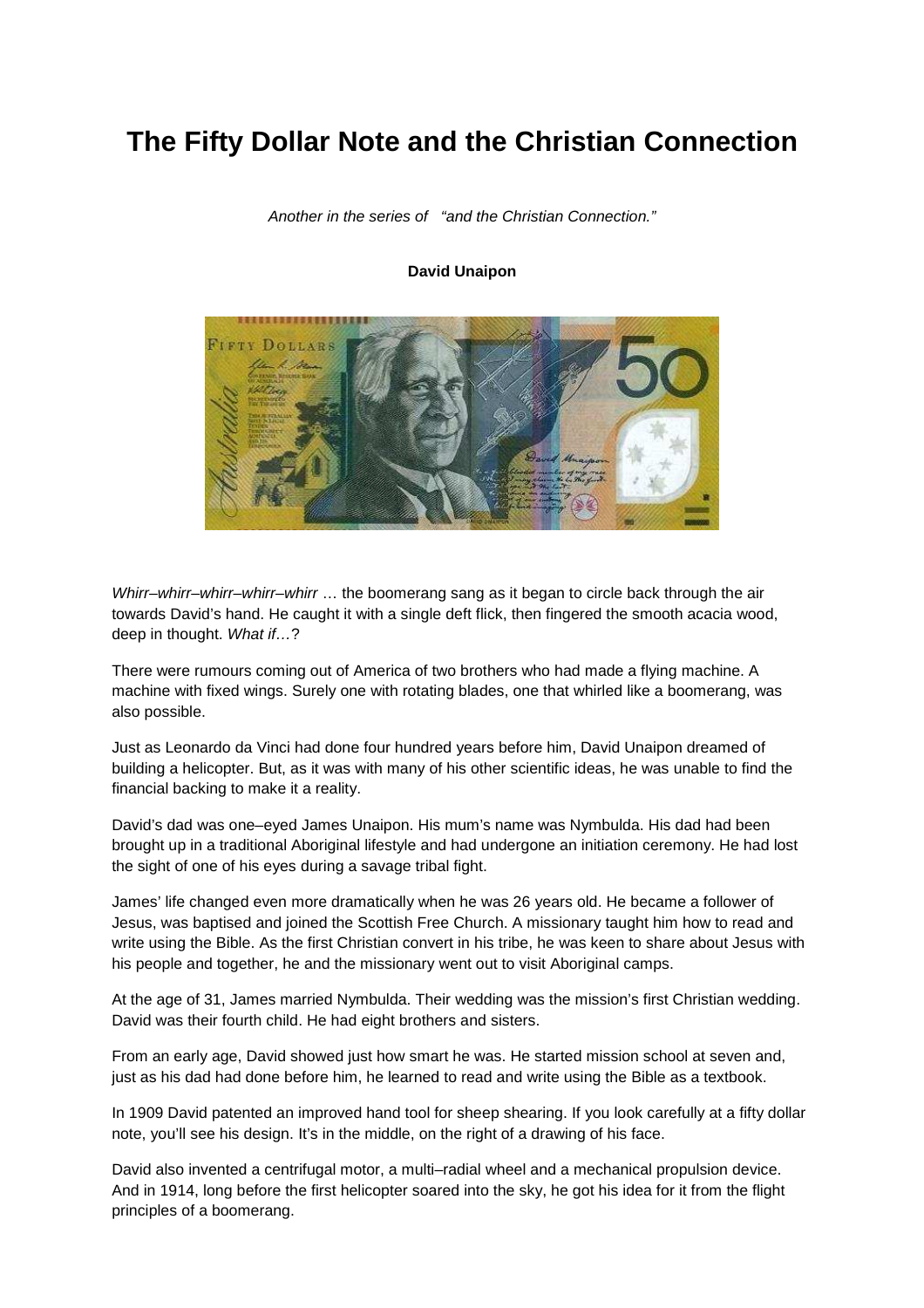# The Fifty Dollar Note and the Christian Connection

*Another in the series of "and the Christian Connection."*

**David Unaipon**

*Whirr–whirr–whirr–whirr–whirr* … the boomerang sang as it began to circle back through the air towards David's hand. He caught it with a single deft flick, then fingered the smooth acacia wood, deep in thought. *What if*…?

There were rumours coming out of America of two brothers who had made a flying machine. A machine with fixed wings. Surely one with rotating blades, one that whirled like a boomerang, was also possible.

Just as Leonardo da Vinci had done four hundred years before him, David Unaipon dreamed of building a helicopter. But, as it was with many of his other scientific ideas, he was unable to find the financial backing to make it a reality.

David's dad was one–eyed James Unaipon. His mum's name was Nymbulda. His dad had been brought up in a traditional Aboriginal lifestyle and had undergone an initiation ceremony. He had lost the sight of one of his eyes during a savage tribal fight.

James' life changed even more dramatically when he was 26 years old. He became a follower of Jesus, was baptised and joined the Scottish Free Church. A missionary taught him how to read and write using the Bible. As the first Christian convert in his tribe, he was keen to share about Jesus with his people and together, he and the missionary went out to visit Aboriginal camps.

At the age of 31, James married Nymbulda. Their wedding was the mission's first Christian wedding. David was their fourth child. He had eight brothers and sisters.

From an early age, David showed just how smart he was. He started mission school at seven and, just as his dad had done before him, he learned to read and write using the Bible as a textbook.

In 1909 David patented an improved hand tool for sheep shearing. If you look carefully at a fifty dollar note, you'll see his design. It's in the middle, on the right of a drawing of his face.

David also invented a centrifugal motor, a multi–radial wheel and a mechanical propulsion device. And in 1914, long before the first helicopter soared into the sky, he got his idea for it from the flight principles of a boomerang.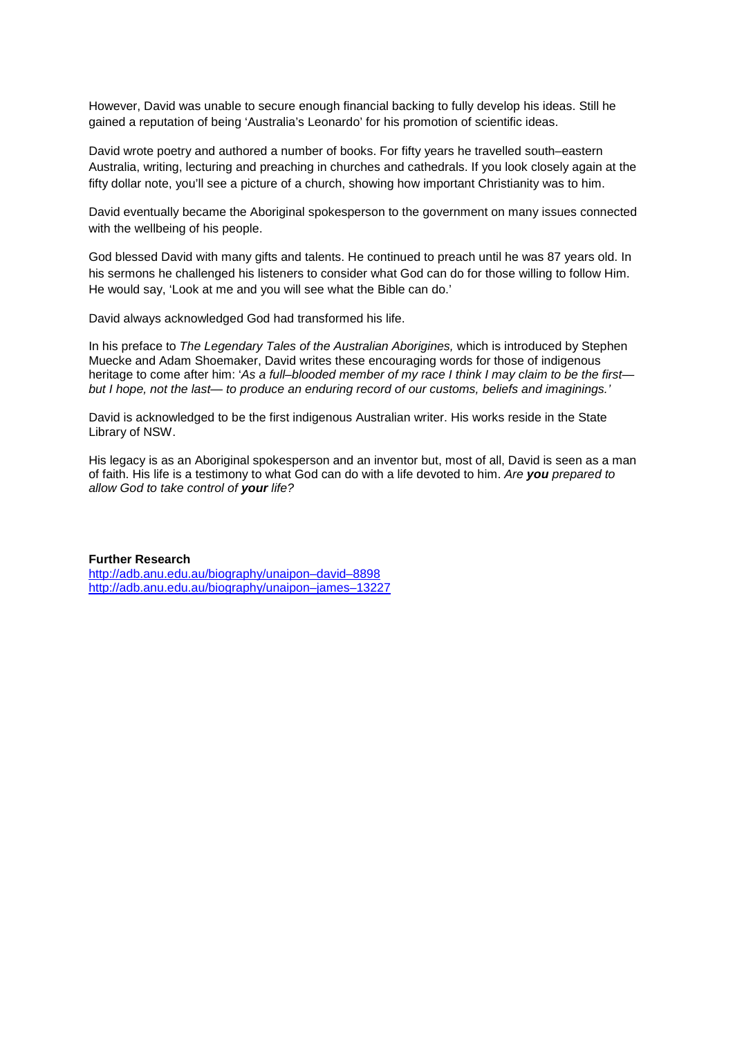However, David was unable to secure enough financial backing to fully develop his ideas. Still he gained a reputation of being 'Australia's Leonardo' for his promotion of scientific ideas.

David wrote poetry and authored a number of books. For fifty years he travelled south–eastern Australia, writing, lecturing and preaching in churches and cathedrals. If you look closely again at the fifty dollar note, you'll see a picture of a church, showing how important Christianity was to him.

David eventually became the Aboriginal spokesperson to the government on many issues connected with the wellbeing of his people.

God blessed David with many gifts and talents. He continued to preach until he was 87 years old. In his sermons he challenged his listeners to consider what God can do for those willing to follow Him. He would say, 'Look at me and you will see what the Bible can do.'

David always acknowledged God had transformed his life.

In his preface to *The Legendary Tales of the Australian Aborigines,* which is introduced by Stephen Muecke and Adam Shoemaker, David writes these encouraging words for those of indigenous heritage to come after him: '*As a full–blooded member of my race I think I may claim to be the first— but I hope, not the last— to produce an enduring record of our customs, beliefs and imaginings.'*

David is acknowledged to be the first indigenous Australian writer. His works reside in the State Library of NSW.

His legacy is as an Aboriginal spokesperson and an inventor but, most of all, David is seen as a man of faith. His life is a testimony to what God can do with a life devoted to him. *Are **you** prepared to allow God to take control of **your** life?*

**Further Research**
http://adb.anu.edu.au/biography/unaipon–david–8898
http://adb.anu.edu.au/biography/unaipon–james–13227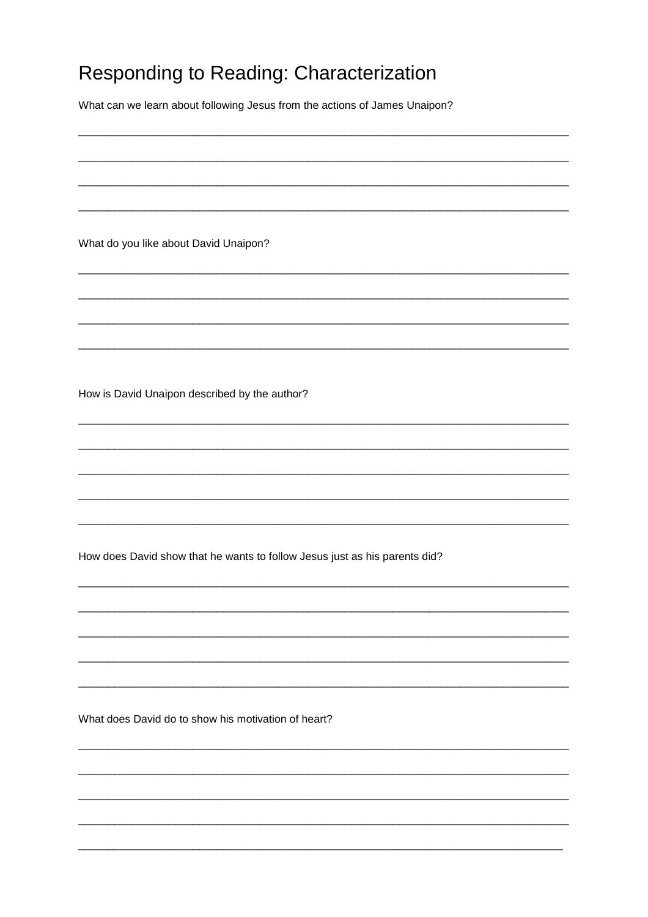# Responding to Reading: Characterization

What can we learn about following Jesus from the actions of James Unaipon?

\_\_\_\_\_\_\_\_\_\_\_\_\_\_\_\_\_\_\_\_\_\_\_\_\_\_\_\_\_\_\_\_\_\_\_\_\_\_\_\_\_\_\_\_\_\_\_\_\_\_\_\_\_\_\_\_\_\_\_\_\_\_\_\_\_\_\_\_\_\_\_\_\_\_\_\_\_\_

\_\_\_\_\_\_\_\_\_\_\_\_\_\_\_\_\_\_\_\_\_\_\_\_\_\_\_\_\_\_\_\_\_\_\_\_\_\_\_\_\_\_\_\_\_\_\_\_\_\_\_\_\_\_\_\_\_\_\_\_\_\_\_\_\_\_\_\_\_\_\_\_\_\_\_\_\_\_

\_\_\_\_\_\_\_\_\_\_\_\_\_\_\_\_\_\_\_\_\_\_\_\_\_\_\_\_\_\_\_\_\_\_\_\_\_\_\_\_\_\_\_\_\_\_\_\_\_\_\_\_\_\_\_\_\_\_\_\_\_\_\_\_\_\_\_\_\_\_\_\_\_\_\_\_\_\_

\_\_\_\_\_\_\_\_\_\_\_\_\_\_\_\_\_\_\_\_\_\_\_\_\_\_\_\_\_\_\_\_\_\_\_\_\_\_\_\_\_\_\_\_\_\_\_\_\_\_\_\_\_\_\_\_\_\_\_\_\_\_\_\_\_\_\_\_\_\_\_\_\_\_\_\_\_\_

What do you like about David Unaipon?

\_\_\_\_\_\_\_\_\_\_\_\_\_\_\_\_\_\_\_\_\_\_\_\_\_\_\_\_\_\_\_\_\_\_\_\_\_\_\_\_\_\_\_\_\_\_\_\_\_\_\_\_\_\_\_\_\_\_\_\_\_\_\_\_\_\_\_\_\_\_\_\_\_\_\_\_\_\_

\_\_\_\_\_\_\_\_\_\_\_\_\_\_\_\_\_\_\_\_\_\_\_\_\_\_\_\_\_\_\_\_\_\_\_\_\_\_\_\_\_\_\_\_\_\_\_\_\_\_\_\_\_\_\_\_\_\_\_\_\_\_\_\_\_\_\_\_\_\_\_\_\_\_\_\_\_\_

\_\_\_\_\_\_\_\_\_\_\_\_\_\_\_\_\_\_\_\_\_\_\_\_\_\_\_\_\_\_\_\_\_\_\_\_\_\_\_\_\_\_\_\_\_\_\_\_\_\_\_\_\_\_\_\_\_\_\_\_\_\_\_\_\_\_\_\_\_\_\_\_\_\_\_\_\_\_

\_\_\_\_\_\_\_\_\_\_\_\_\_\_\_\_\_\_\_\_\_\_\_\_\_\_\_\_\_\_\_\_\_\_\_\_\_\_\_\_\_\_\_\_\_\_\_\_\_\_\_\_\_\_\_\_\_\_\_\_\_\_\_\_\_\_\_\_\_\_\_\_\_\_\_\_\_\_

How is David Unaipon described by the author?

\_\_\_\_\_\_\_\_\_\_\_\_\_\_\_\_\_\_\_\_\_\_\_\_\_\_\_\_\_\_\_\_\_\_\_\_\_\_\_\_\_\_\_\_\_\_\_\_\_\_\_\_\_\_\_\_\_\_\_\_\_\_\_\_\_\_\_\_\_\_\_\_\_\_\_\_\_\_

\_\_\_\_\_\_\_\_\_\_\_\_\_\_\_\_\_\_\_\_\_\_\_\_\_\_\_\_\_\_\_\_\_\_\_\_\_\_\_\_\_\_\_\_\_\_\_\_\_\_\_\_\_\_\_\_\_\_\_\_\_\_\_\_\_\_\_\_\_\_\_\_\_\_\_\_\_\_

\_\_\_\_\_\_\_\_\_\_\_\_\_\_\_\_\_\_\_\_\_\_\_\_\_\_\_\_\_\_\_\_\_\_\_\_\_\_\_\_\_\_\_\_\_\_\_\_\_\_\_\_\_\_\_\_\_\_\_\_\_\_\_\_\_\_\_\_\_\_\_\_\_\_\_\_\_\_

\_\_\_\_\_\_\_\_\_\_\_\_\_\_\_\_\_\_\_\_\_\_\_\_\_\_\_\_\_\_\_\_\_\_\_\_\_\_\_\_\_\_\_\_\_\_\_\_\_\_\_\_\_\_\_\_\_\_\_\_\_\_\_\_\_\_\_\_\_\_\_\_\_\_\_\_\_\_

\_\_\_\_\_\_\_\_\_\_\_\_\_\_\_\_\_\_\_\_\_\_\_\_\_\_\_\_\_\_\_\_\_\_\_\_\_\_\_\_\_\_\_\_\_\_\_\_\_\_\_\_\_\_\_\_\_\_\_\_\_\_\_\_\_\_\_\_\_\_\_\_\_\_\_\_\_\_

How does David show that he wants to follow Jesus just as his parents did?

\_\_\_\_\_\_\_\_\_\_\_\_\_\_\_\_\_\_\_\_\_\_\_\_\_\_\_\_\_\_\_\_\_\_\_\_\_\_\_\_\_\_\_\_\_\_\_\_\_\_\_\_\_\_\_\_\_\_\_\_\_\_\_\_\_\_\_\_\_\_\_\_\_\_\_\_\_\_

\_\_\_\_\_\_\_\_\_\_\_\_\_\_\_\_\_\_\_\_\_\_\_\_\_\_\_\_\_\_\_\_\_\_\_\_\_\_\_\_\_\_\_\_\_\_\_\_\_\_\_\_\_\_\_\_\_\_\_\_\_\_\_\_\_\_\_\_\_\_\_\_\_\_\_\_\_\_

\_\_\_\_\_\_\_\_\_\_\_\_\_\_\_\_\_\_\_\_\_\_\_\_\_\_\_\_\_\_\_\_\_\_\_\_\_\_\_\_\_\_\_\_\_\_\_\_\_\_\_\_\_\_\_\_\_\_\_\_\_\_\_\_\_\_\_\_\_\_\_\_\_\_\_\_\_\_

\_\_\_\_\_\_\_\_\_\_\_\_\_\_\_\_\_\_\_\_\_\_\_\_\_\_\_\_\_\_\_\_\_\_\_\_\_\_\_\_\_\_\_\_\_\_\_\_\_\_\_\_\_\_\_\_\_\_\_\_\_\_\_\_\_\_\_\_\_\_\_\_\_\_\_\_\_\_

\_\_\_\_\_\_\_\_\_\_\_\_\_\_\_\_\_\_\_\_\_\_\_\_\_\_\_\_\_\_\_\_\_\_\_\_\_\_\_\_\_\_\_\_\_\_\_\_\_\_\_\_\_\_\_\_\_\_\_\_\_\_\_\_\_\_\_\_\_\_\_\_\_\_\_\_\_\_

What does David do to show his motivation of heart?

\_\_\_\_\_\_\_\_\_\_\_\_\_\_\_\_\_\_\_\_\_\_\_\_\_\_\_\_\_\_\_\_\_\_\_\_\_\_\_\_\_\_\_\_\_\_\_\_\_\_\_\_\_\_\_\_\_\_\_\_\_\_\_\_\_\_\_\_\_\_\_\_\_\_\_\_\_\_

\_\_\_\_\_\_\_\_\_\_\_\_\_\_\_\_\_\_\_\_\_\_\_\_\_\_\_\_\_\_\_\_\_\_\_\_\_\_\_\_\_\_\_\_\_\_\_\_\_\_\_\_\_\_\_\_\_\_\_\_\_\_\_\_\_\_\_\_\_\_\_\_\_\_\_\_\_\_

\_\_\_\_\_\_\_\_\_\_\_\_\_\_\_\_\_\_\_\_\_\_\_\_\_\_\_\_\_\_\_\_\_\_\_\_\_\_\_\_\_\_\_\_\_\_\_\_\_\_\_\_\_\_\_\_\_\_\_\_\_\_\_\_\_\_\_\_\_\_\_\_\_\_\_\_\_\_

\_\_\_\_\_\_\_\_\_\_\_\_\_\_\_\_\_\_\_\_\_\_\_\_\_\_\_\_\_\_\_\_\_\_\_\_\_\_\_\_\_\_\_\_\_\_\_\_\_\_\_\_\_\_\_\_\_\_\_\_\_\_\_\_\_\_\_\_\_\_\_\_\_\_\_\_\_\_

\_\_\_\_\_\_\_\_\_\_\_\_\_\_\_\_\_\_\_\_\_\_\_\_\_\_\_\_\_\_\_\_\_\_\_\_\_\_\_\_\_\_\_\_\_\_\_\_\_\_\_\_\_\_\_\_\_\_\_\_\_\_\_\_\_\_\_\_\_\_\_\_\_\_\_\_\_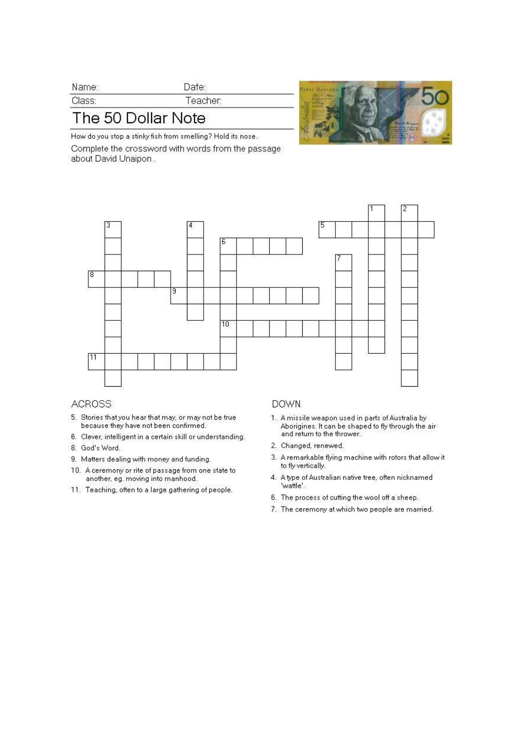Name: Date:

Class: Teacher:

# The 50 Dollar Note

How do you stop a stinky fish from smelling? Hold its nose.

Complete the crossword with words from the passage about David Unaipon .

## ACROSS

5. Stories that you hear that may, or may not be true because they have not been confirmed.
6. Clever, intelligent in a certain skill or understanding.
8. God's Word.
9. Matters dealing with money and funding.
10. A ceremony or rite of passage from one state to another, eg. moving into manhood.
11. Teaching, often to a large gathering of people.

## DOWN

1. A missile weapon used in parts of Australia by Aborigines. It can be shaped to fly through the air and return to the thrower.
2. Changed, renewed.
3. A remarkable flying machine with rotors that allow it to fly vertically.
4. A type of Australian native tree, often nicknamed 'wattle'.
6. The process of cutting the wool off a sheep.
7. The ceremony at which two people are married.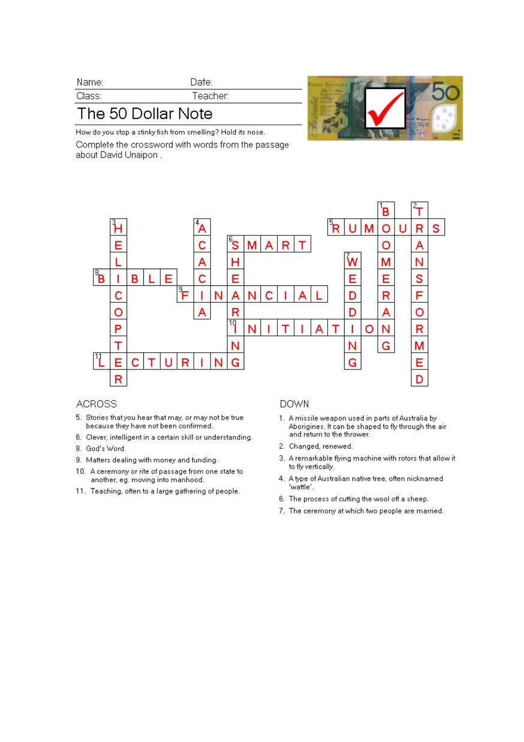Name: Date:

Class: Teacher:

# The 50 Dollar Note

How do you stop a stinky fish from smelling? Hold its nose.

Complete the crossword with words from the passage about David Unaipon .

ACROSS

5. Stories that you hear that may, or may not be true because they have not been confirmed.
6. Clever, intelligent in a certain skill or understanding.
8. God's Word.
9. Matters dealing with money and funding.
10. A ceremony or rite of passage from one state to another, eg. moving into manhood.
11. Teaching, often to a large gathering of people.

DOWN

1. A missile weapon used in parts of Australia by Aborigines. It can be shaped to fly through the air and return to the thrower.
2. Changed, renewed.
3. A remarkable flying machine with rotors that allow it to fly vertically.
4. A type of Australian native tree, often nicknamed 'wattle'.
6. The process of cutting the wool off a sheep.
7. The ceremony at which two people are married.

Answers shown in grid:

Across: 5. RUMOURS, 6. SMART, 8. BIBLE, 9. FINANCIAL, 10. INITIATION, 11. LECTURING

Down: 1. BOOMERANG, 2. TRANSFORMED, 3. HELICOPTER, 4. ACACIA, 6. SHEARING, 7. WEDDING